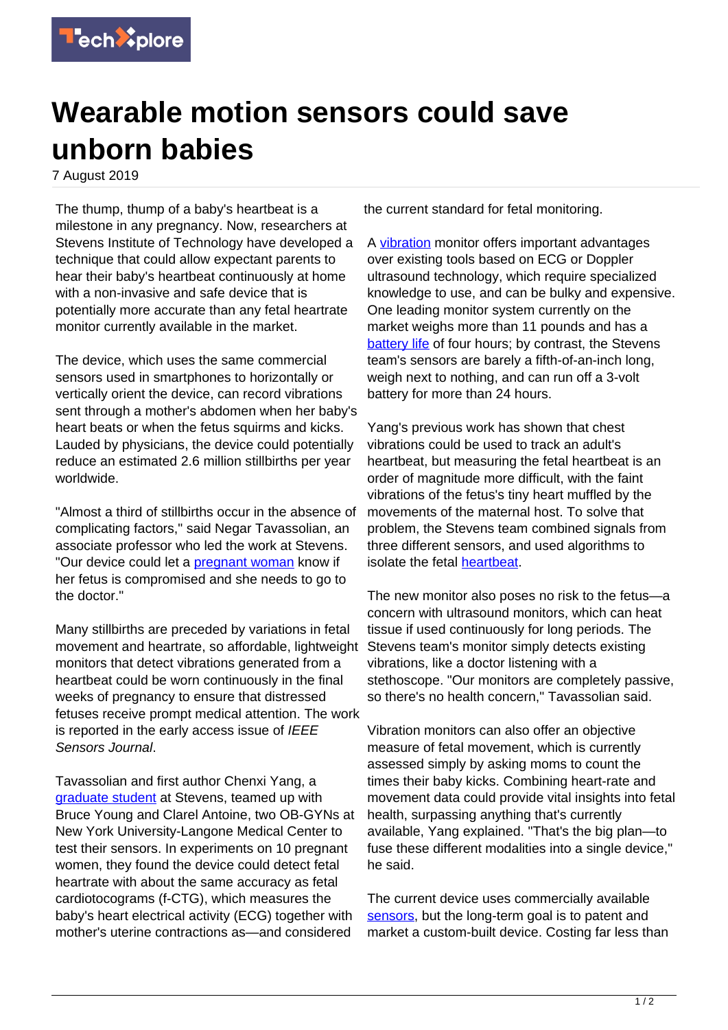# Wearable motion sensors could save unborn babies

7 August 2019

The thump, thump of a baby's heartbeat is a milestone in any pregnancy. Now, researchers at Stevens Institute of Technology have developed a technique that could allow expectant parents to hear their baby's heartbeat continuously at home with a non-invasive and safe device that is potentially more accurate than any fetal heartrate monitor currently available in the market.

The device, which uses the same commercial sensors used in smartphones to horizontally or vertically orient the device, can record vibrations sent through a mother's abdomen when her baby's heart beats or when the fetus squirms and kicks. Lauded by physicians, the device could potentially reduce an estimated 2.6 million stillbirths per year worldwide.

"Almost a third of stillbirths occur in the absence of complicating factors," said Negar Tavassolian, an associate professor who led the work at Stevens. "Our device could let a pregnant woman know if her fetus is compromised and she needs to go to the doctor."

Many stillbirths are preceded by variations in fetal movement and heartrate, so affordable, lightweight monitors that detect vibrations generated from a heartbeat could be worn continuously in the final weeks of pregnancy to ensure that distressed fetuses receive prompt medical attention. The work is reported in the early access issue of *IEEE Sensors Journal*.

Tavassolian and first author Chenxi Yang, a graduate student at Stevens, teamed up with Bruce Young and Clarel Antoine, two OB-GYNs at New York University-Langone Medical Center to test their sensors. In experiments on 10 pregnant women, they found the device could detect fetal heartrate with about the same accuracy as fetal cardiotocograms (f-CTG), which measures the baby's heart electrical activity (ECG) together with mother's uterine contractions as—and considered the current standard for fetal monitoring.

A vibration monitor offers important advantages over existing tools based on ECG or Doppler ultrasound technology, which require specialized knowledge to use, and can be bulky and expensive. One leading monitor system currently on the market weighs more than 11 pounds and has a battery life of four hours; by contrast, the Stevens team's sensors are barely a fifth-of-an-inch long, weigh next to nothing, and can run off a 3-volt battery for more than 24 hours.

Yang's previous work has shown that chest vibrations could be used to track an adult's heartbeat, but measuring the fetal heartbeat is an order of magnitude more difficult, with the faint vibrations of the fetus's tiny heart muffled by the movements of the maternal host. To solve that problem, the Stevens team combined signals from three different sensors, and used algorithms to isolate the fetal heartbeat.

The new monitor also poses no risk to the fetus—a concern with ultrasound monitors, which can heat tissue if used continuously for long periods. The Stevens team's monitor simply detects existing vibrations, like a doctor listening with a stethoscope. "Our monitors are completely passive, so there's no health concern," Tavassolian said.

Vibration monitors can also offer an objective measure of fetal movement, which is currently assessed simply by asking moms to count the times their baby kicks. Combining heart-rate and movement data could provide vital insights into fetal health, surpassing anything that's currently available, Yang explained. "That's the big plan—to fuse these different modalities into a single device," he said.

The current device uses commercially available sensors, but the long-term goal is to patent and market a custom-built device. Costing far less than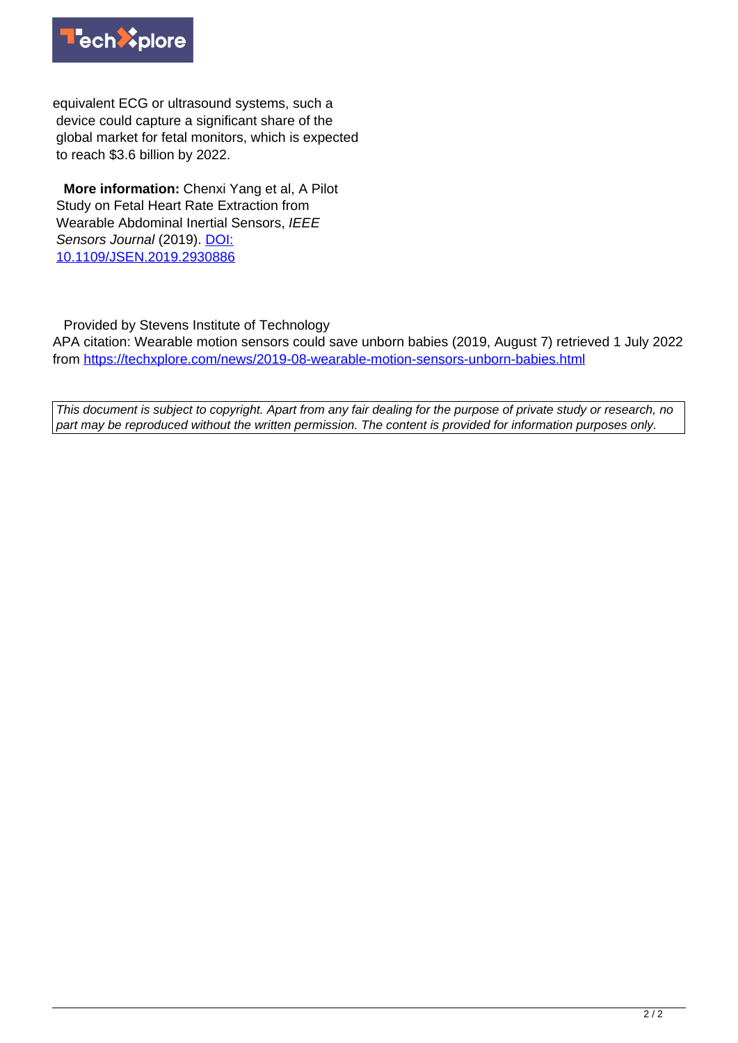equivalent ECG or ultrasound systems, such a device could capture a significant share of the global market for fetal monitors, which is expected to reach $3.6 billion by 2022.

**More information:** Chenxi Yang et al, A Pilot Study on Fetal Heart Rate Extraction from Wearable Abdominal Inertial Sensors, *IEEE Sensors Journal* (2019). DOI: 10.1109/JSEN.2019.2930886

Provided by Stevens Institute of Technology

APA citation: Wearable motion sensors could save unborn babies (2019, August 7) retrieved 1 July 2022 from https://techxplore.com/news/2019-08-wearable-motion-sensors-unborn-babies.html

*This document is subject to copyright. Apart from any fair dealing for the purpose of private study or research, no part may be reproduced without the written permission. The content is provided for information purposes only.*